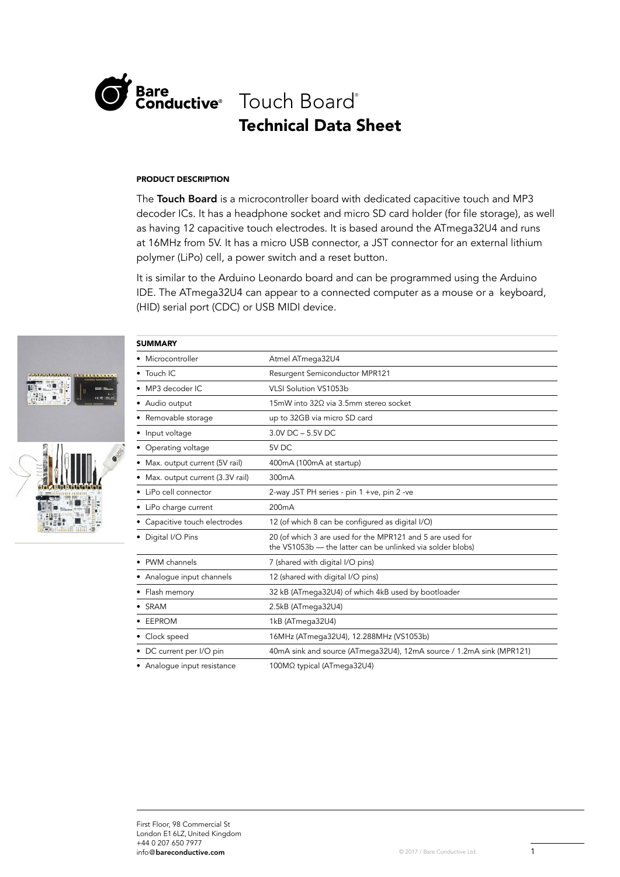# Bare Conductive® Touch Board®

## Technical Data Sheet

### PRODUCT DESCRIPTION

The **Touch Board** is a microcontroller board with dedicated capacitive touch and MP3 decoder ICs. It has a headphone socket and micro SD card holder (for file storage), as well as having 12 capacitive touch electrodes. It is based around the ATmega32U4 and runs at 16MHz from 5V. It has a micro USB connector, a JST connector for an external lithium polymer (LiPo) cell, a power switch and a reset button.

It is similar to the Arduino Leonardo board and can be programmed using the Arduino IDE. The ATmega32U4 can appear to a connected computer as a mouse or a keyboard, (HID) serial port (CDC) or USB MIDI device.

### SUMMARY

| | |
|---|---|
| Microcontroller | Atmel ATmega32U4 |
| Touch IC | Resurgent Semiconductor MPR121 |
| MP3 decoder IC | VLSI Solution VS1053b |
| Audio output | 15mW into 32Ω via 3.5mm stereo socket |
| Removable storage | up to 32GB via micro SD card |
| Input voltage | 3.0V DC – 5.5V DC |
| Operating voltage | 5V DC |
| Max. output current (5V rail) | 400mA (100mA at startup) |
| Max. output current (3.3V rail) | 300mA |
| LiPo cell connector | 2-way JST PH series - pin 1 +ve, pin 2 -ve |
| LiPo charge current | 200mA |
| Capacitive touch electrodes | 12 (of which 8 can be configured as digital I/O) |
| Digital I/O Pins | 20 (of which 3 are used for the MPR121 and 5 are used for the VS1053b — the latter can be unlinked via solder blobs) |
| PWM channels | 7 (shared with digital I/O pins) |
| Analogue input channels | 12 (shared with digital I/O pins) |
| Flash memory | 32 kB (ATmega32U4) of which 4kB used by bootloader |
| SRAM | 2.5kB (ATmega32U4) |
| EEPROM | 1kB (ATmega32U4) |
| Clock speed | 16MHz (ATmega32U4), 12.288MHz (VS1053b) |
| DC current per I/O pin | 40mA sink and source (ATmega32U4), 12mA source / 1.2mA sink (MPR121) |
| Analogue input resistance | 100MΩ typical (ATmega32U4) |

First Floor, 98 Commercial St
London E1 6LZ, United Kingdom
+44 0 207 650 7977
info@**bareconductive.com**

© 2017 / Bare Conductive Ltd.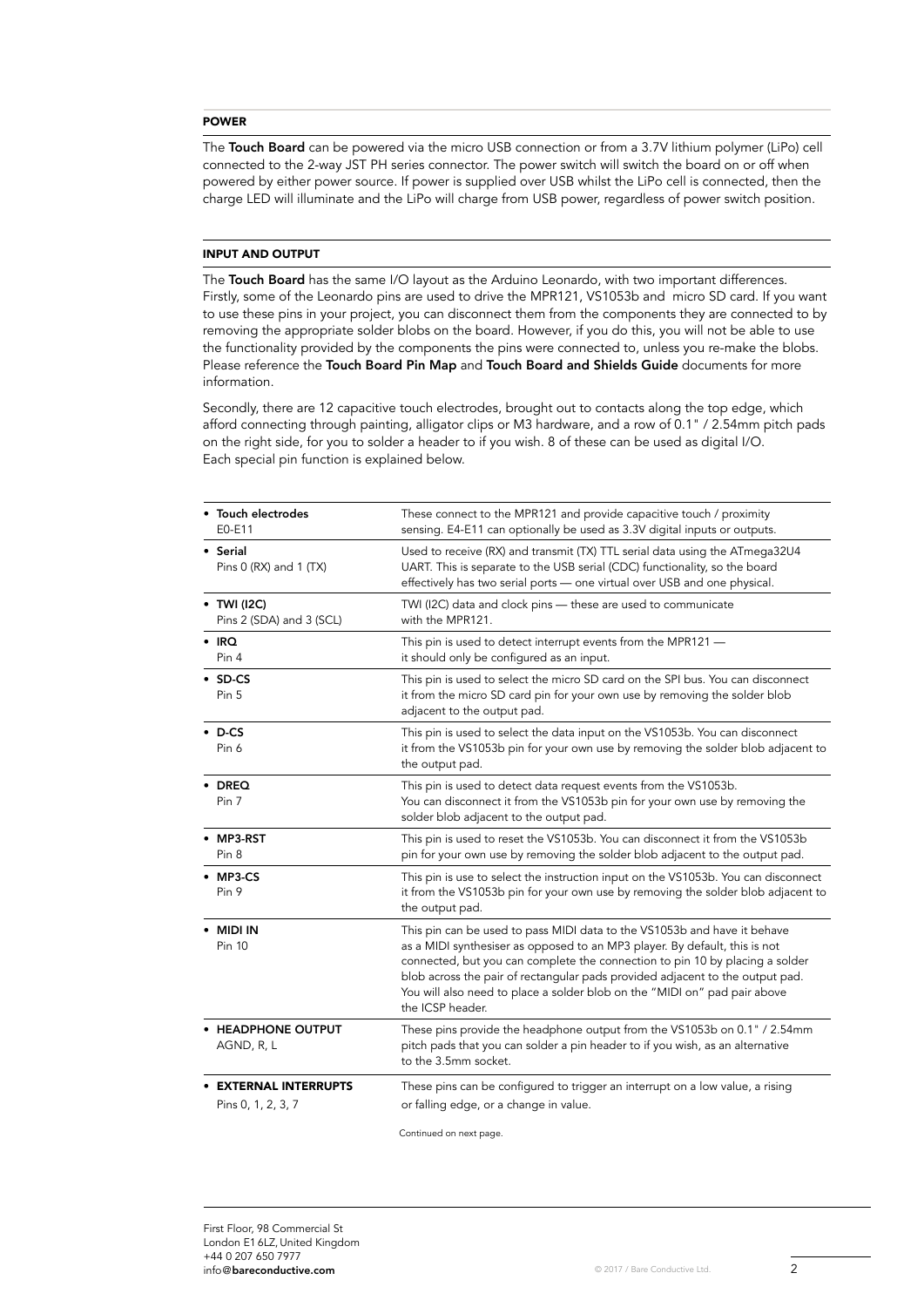## POWER

The **Touch Board** can be powered via the micro USB connection or from a 3.7V lithium polymer (LiPo) cell connected to the 2-way JST PH series connector. The power switch will switch the board on or off when powered by either power source. If power is supplied over USB whilst the LiPo cell is connected, then the charge LED will illuminate and the LiPo will charge from USB power, regardless of power switch position.

## INPUT AND OUTPUT

The **Touch Board** has the same I/O layout as the Arduino Leonardo, with two important differences. Firstly, some of the Leonardo pins are used to drive the MPR121, VS1053b and micro SD card. If you want to use these pins in your project, you can disconnect them from the components they are connected to by removing the appropriate solder blobs on the board. However, if you do this, you will not be able to use the functionality provided by the components the pins were connected to, unless you re-make the blobs. Please reference the **Touch Board Pin Map** and **Touch Board and Shields Guide** documents for more information.

Secondly, there are 12 capacitive touch electrodes, brought out to contacts along the top edge, which afford connecting through painting, alligator clips or M3 hardware, and a row of 0.1" / 2.54mm pitch pads on the right side, for you to solder a header to if you wish. 8 of these can be used as digital I/O. Each special pin function is explained below.

| Pin | Description |
| --- | --- |
| • **Touch electrodes** E0-E11 | These connect to the MPR121 and provide capacitive touch / proximity sensing. E4-E11 can optionally be used as 3.3V digital inputs or outputs. |
| • **Serial** Pins 0 (RX) and 1 (TX) | Used to receive (RX) and transmit (TX) TTL serial data using the ATmega32U4 UART. This is separate to the USB serial (CDC) functionality, so the board effectively has two serial ports — one virtual over USB and one physical. |
| • **TWI (I2C)** Pins 2 (SDA) and 3 (SCL) | TWI (I2C) data and clock pins — these are used to communicate with the MPR121. |
| • **IRQ** Pin 4 | This pin is used to detect interrupt events from the MPR121 — it should only be configured as an input. |
| • **SD-CS** Pin 5 | This pin is used to select the micro SD card on the SPI bus. You can disconnect it from the micro SD card pin for your own use by removing the solder blob adjacent to the output pad. |
| • **D-CS** Pin 6 | This pin is used to select the data input on the VS1053b. You can disconnect it from the VS1053b pin for your own use by removing the solder blob adjacent to the output pad. |
| • **DREQ** Pin 7 | This pin is used to detect data request events from the VS1053b. You can disconnect it from the VS1053b pin for your own use by removing the solder blob adjacent to the output pad. |
| • **MP3-RST** Pin 8 | This pin is used to reset the VS1053b. You can disconnect it from the VS1053b pin for your own use by removing the solder blob adjacent to the output pad. |
| • **MP3-CS** Pin 9 | This pin is use to select the instruction input on the VS1053b. You can disconnect it from the VS1053b pin for your own use by removing the solder blob adjacent to the output pad. |
| • **MIDI IN** Pin 10 | This pin can be used to pass MIDI data to the VS1053b and have it behave as a MIDI synthesiser as opposed to an MP3 player. By default, this is not connected, but you can complete the connection to pin 10 by placing a solder blob across the pair of rectangular pads provided adjacent to the output pad. You will also need to place a solder blob on the "MIDI on" pad pair above the ICSP header. |
| • **HEADPHONE OUTPUT** AGND, R, L | These pins provide the headphone output from the VS1053b on 0.1" / 2.54mm pitch pads that you can solder a pin header to if you wish, as an alternative to the 3.5mm socket. |
| • **EXTERNAL INTERRUPTS** Pins 0, 1, 2, 3, 7 | These pins can be configured to trigger an interrupt on a low value, a rising or falling edge, or a change in value. |

Continued on next page.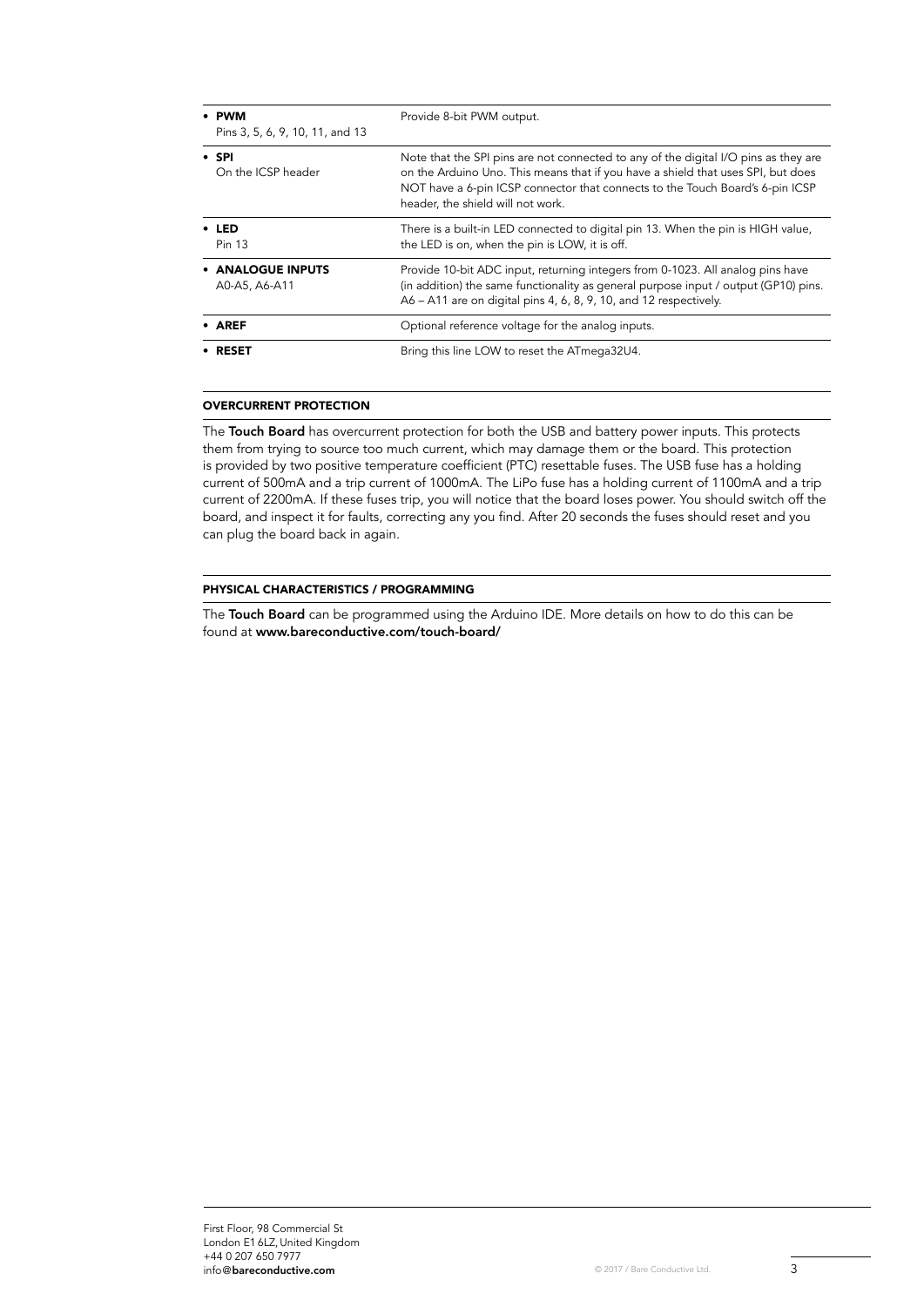| | |
|---|---|
| • **PWM**<br>Pins 3, 5, 6, 9, 10, 11, and 13 | Provide 8-bit PWM output. |
| • **SPI**<br>On the ICSP header | Note that the SPI pins are not connected to any of the digital I/O pins as they are on the Arduino Uno. This means that if you have a shield that uses SPI, but does NOT have a 6-pin ICSP connector that connects to the Touch Board's 6-pin ICSP header, the shield will not work. |
| • **LED**<br>Pin 13 | There is a built-in LED connected to digital pin 13. When the pin is HIGH value, the LED is on, when the pin is LOW, it is off. |
| • **ANALOGUE INPUTS**<br>A0-A5, A6-A11 | Provide 10-bit ADC input, returning integers from 0-1023. All analog pins have (in addition) the same functionality as general purpose input / output (GP10) pins. A6 – A11 are on digital pins 4, 6, 8, 9, 10, and 12 respectively. |
| • **AREF** | Optional reference voltage for the analog inputs. |
| • **RESET** | Bring this line LOW to reset the ATmega32U4. |

## OVERCURRENT PROTECTION

The **Touch Board** has overcurrent protection for both the USB and battery power inputs. This protects them from trying to source too much current, which may damage them or the board. This protection is provided by two positive temperature coefficient (PTC) resettable fuses. The USB fuse has a holding current of 500mA and a trip current of 1000mA. The LiPo fuse has a holding current of 1100mA and a trip current of 2200mA. If these fuses trip, you will notice that the board loses power. You should switch off the board, and inspect it for faults, correcting any you find. After 20 seconds the fuses should reset and you can plug the board back in again.

## PHYSICAL CHARACTERISTICS / PROGRAMMING

The **Touch Board** can be programmed using the Arduino IDE. More details on how to do this can be found at **www.bareconductive.com/touch-board/**